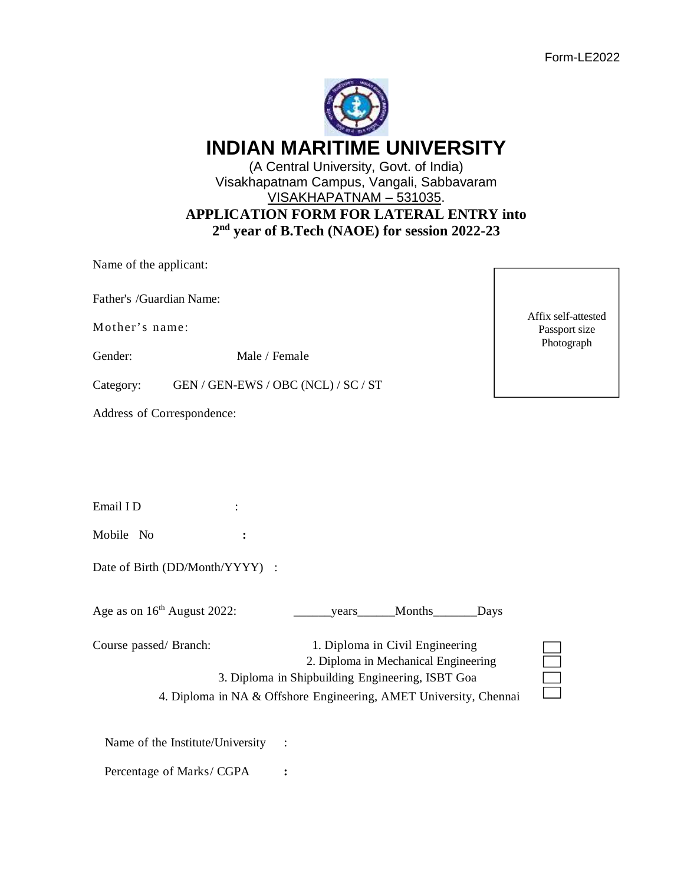Form-LE2022

# INDIAN MARITIME UNIVERSITY

(A Central University, Govt. of India)
Visakhapatnam Campus, Vangali, Sabbavaram
VISAKHAPATNAM – 531035.

**APPLICATION FORM FOR LATERAL ENTRY into 2nd year of B.Tech (NAOE) for session 2022-23**

Affix self-attested Passport size Photograph

Name of the applicant:

Father's /Guardian Name:

Mother's name:

Gender: Male / Female

Category: GEN / GEN-EWS / OBC (NCL) / SC / ST

Address of Correspondence:

Email I D :

Mobile No :

Date of Birth (DD/Month/YYYY) :

Age as on 16th August 2022: ______years______Months_______Days

Course passed/ Branch:

1. Diploma in Civil Engineering ☐
2. Diploma in Mechanical Engineering ☐
3. Diploma in Shipbuilding Engineering, ISBT Goa ☐
4. Diploma in NA & Offshore Engineering, AMET University, Chennai ☐

Name of the Institute/University :

Percentage of Marks/ CGPA :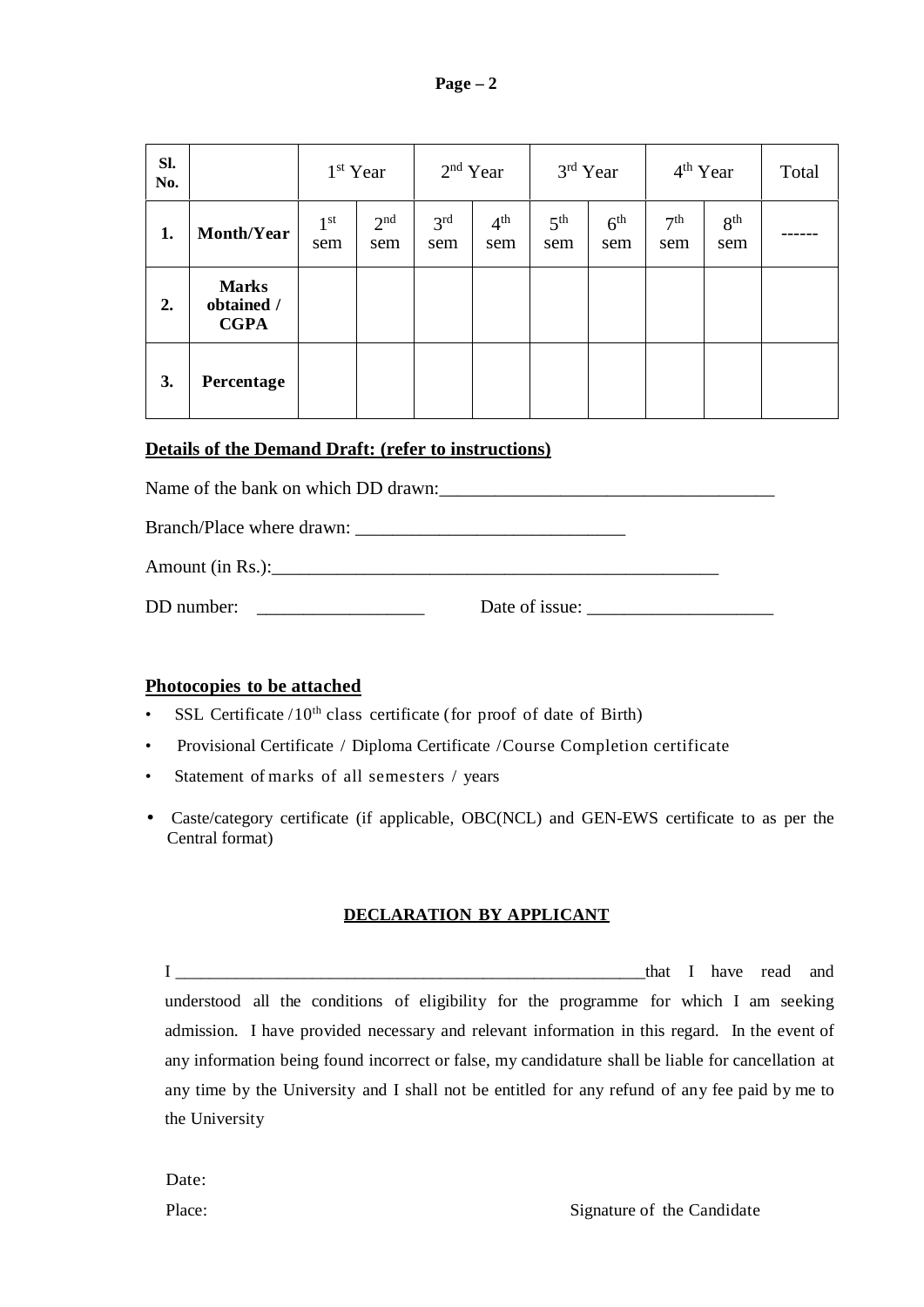| Sl. No. | | 1st Year | | 2nd Year | | 3rd Year | | 4th Year | | Total |
|---|---|---|---|---|---|---|---|---|---|---|
| **1.** | **Month/Year** | 1st sem | 2nd sem | 3rd sem | 4th sem | 5th sem | 6th sem | 7th sem | 8th sem | ------ |
| **2.** | **Marks obtained / CGPA** | | | | | | | | | |
| **3.** | **Percentage** | | | | | | | | | |

**Details of the Demand Draft: (refer to instructions)**

Name of the bank on which DD drawn:___________________________________

Branch/Place where drawn: ____________________________

Amount (in Rs.):_______________________________________________

DD number: _________________ Date of issue: ___________________

**Photocopies to be attached**

- SSL Certificate /10th class certificate (for proof of date of Birth)
- Provisional Certificate / Diploma Certificate /Course Completion certificate
- Statement of marks of all semesters / years
- Caste/category certificate (if applicable, OBC(NCL) and GEN-EWS certificate to as per the Central format)

**DECLARATION BY APPLICANT**

I _______________________________________________________that I have read and understood all the conditions of eligibility for the programme for which I am seeking admission. I have provided necessary and relevant information in this regard. In the event of any information being found incorrect or false, my candidature shall be liable for cancellation at any time by the University and I shall not be entitled for any refund of any fee paid by me to the University

Date:

Place: Signature of the Candidate